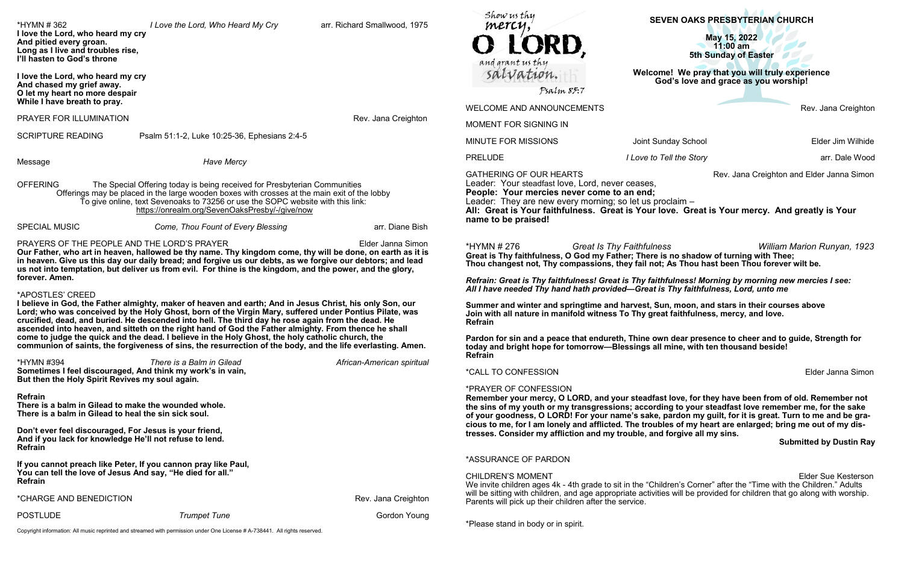Show us thy mercy, O LORD, and grant us thy salvation.
Psalm 85:7

# SEVEN OAKS PRESBYTERIAN CHURCH

**May 15, 2022**
**11:00 am**
**5th Sunday of Easter**

**Welcome! We pray that you will truly experience God's love and grace as you worship!**

WELCOME AND ANNOUNCEMENTS — Rev. Jana Creighton

MOMENT FOR SIGNING IN

MINUTE FOR MISSIONS — Joint Sunday School — Elder Jim Wilhide

PRELUDE — *I Love to Tell the Story* — arr. Dale Wood

GATHERING OF OUR HEARTS — Rev. Jana Creighton and Elder Janna Simon

Leader: Your steadfast love, Lord, never ceases,
**People: Your mercies never come to an end;**
Leader: They are new every morning; so let us proclaim –
**All: Great is Your faithfulness. Great is Your love. Great is Your mercy. And greatly is Your name to be praised!**

*HYMN # 276 — *Great Is Thy Faithfulness* — *William Marion Runyan, 1923*

**Great is Thy faithfulness, O God my Father; There is no shadow of turning with Thee; Thou changest not, Thy compassions, they fail not; As Thou hast been Thou forever wilt be.**

***Refrain: Great is Thy faithfulness! Great is Thy faithfulness! Morning by morning new mercies I see: All I have needed Thy hand hath provided—Great is Thy faithfulness, Lord, unto me***

**Summer and winter and springtime and harvest, Sun, moon, and stars in their courses above Join with all nature in manifold witness To Thy great faithfulness, mercy, and love.**
**Refrain**

**Pardon for sin and a peace that endureth, Thine own dear presence to cheer and to guide, Strength for today and bright hope for tomorrow—Blessings all mine, with ten thousand beside!**
**Refrain**

*CALL TO CONFESSION — Elder Janna Simon

*PRAYER OF CONFESSION

**Remember your mercy, O LORD, and your steadfast love, for they have been from of old. Remember not the sins of my youth or my transgressions; according to your steadfast love remember me, for the sake of your goodness, O LORD! For your name's sake, pardon my guilt, for it is great. Turn to me and be gracious to me, for I am lonely and afflicted. The troubles of my heart are enlarged; bring me out of my distresses. Consider my affliction and my trouble, and forgive all my sins.**

**Submitted by Dustin Ray**

*ASSURANCE OF PARDON

CHILDREN'S MOMENT — Elder Sue Kesterson

We invite children ages 4k - 4th grade to sit in the "Children's Corner" after the "Time with the Children." Adults will be sitting with children, and age appropriate activities will be provided for children that go along with worship. Parents will pick up their children after the service.

*Please stand in body or in spirit.

*HYMN # 362 — *I Love the Lord, Who Heard My Cry* — arr. Richard Smallwood, 1975

**I love the Lord, who heard my cry**
**And pitied every groan.**
**Long as I live and troubles rise,**
**I'll hasten to God's throne**

**I love the Lord, who heard my cry**
**And chased my grief away.**
**O let my heart no more despair**
**While I have breath to pray.**

PRAYER FOR ILLUMINATION — Rev. Jana Creighton

SCRIPTURE READING — Psalm 51:1-2, Luke 10:25-36, Ephesians 2:4-5

Message — *Have Mercy*

OFFERING — The Special Offering today is being received for Presbyterian Communities
Offerings may be placed in the large wooden boxes with crosses at the main exit of the lobby
To give online, text Sevenoaks to 73256 or use the SOPC website with this link:
https://onrealm.org/SevenOaksPresby/-/give/now

SPECIAL MUSIC — *Come, Thou Fount of Every Blessing* — arr. Diane Bish

PRAYERS OF THE PEOPLE AND THE LORD'S PRAYER — Elder Janna Simon

**Our Father, who art in heaven, hallowed be thy name. Thy kingdom come, thy will be done, on earth as it is in heaven. Give us this day our daily bread; and forgive us our debts, as we forgive our debtors; and lead us not into temptation, but deliver us from evil. For thine is the kingdom, and the power, and the glory, forever. Amen.**

*APOSTLES' CREED

**I believe in God, the Father almighty, maker of heaven and earth; And in Jesus Christ, his only Son, our Lord; who was conceived by the Holy Ghost, born of the Virgin Mary, suffered under Pontius Pilate, was crucified, dead, and buried. He descended into hell. The third day he rose again from the dead. He ascended into heaven, and sitteth on the right hand of God the Father almighty. From thence he shall come to judge the quick and the dead. I believe in the Holy Ghost, the holy catholic church, the communion of saints, the forgiveness of sins, the resurrection of the body, and the life everlasting. Amen.**

*HYMN #394 — *There is a Balm in Gilead* — *African-American spiritual*

**Sometimes I feel discouraged, And think my work's in vain,**
**But then the Holy Spirit Revives my soul again.**

**Refrain**
**There is a balm in Gilead to make the wounded whole.**
**There is a balm in Gilead to heal the sin sick soul.**

**Don't ever feel discouraged, For Jesus is your friend,**
**And if you lack for knowledge He'll not refuse to lend.**
**Refrain**

**If you cannot preach like Peter, If you cannon pray like Paul,**
**You can tell the love of Jesus And say, "He died for all."**
**Refrain**

*CHARGE AND BENEDICTION — Rev. Jana Creighton

POSTLUDE — *Trumpet Tune* — Gordon Young

Copyright information: All music reprinted and streamed with permission under One License # A-738441. All rights reserved.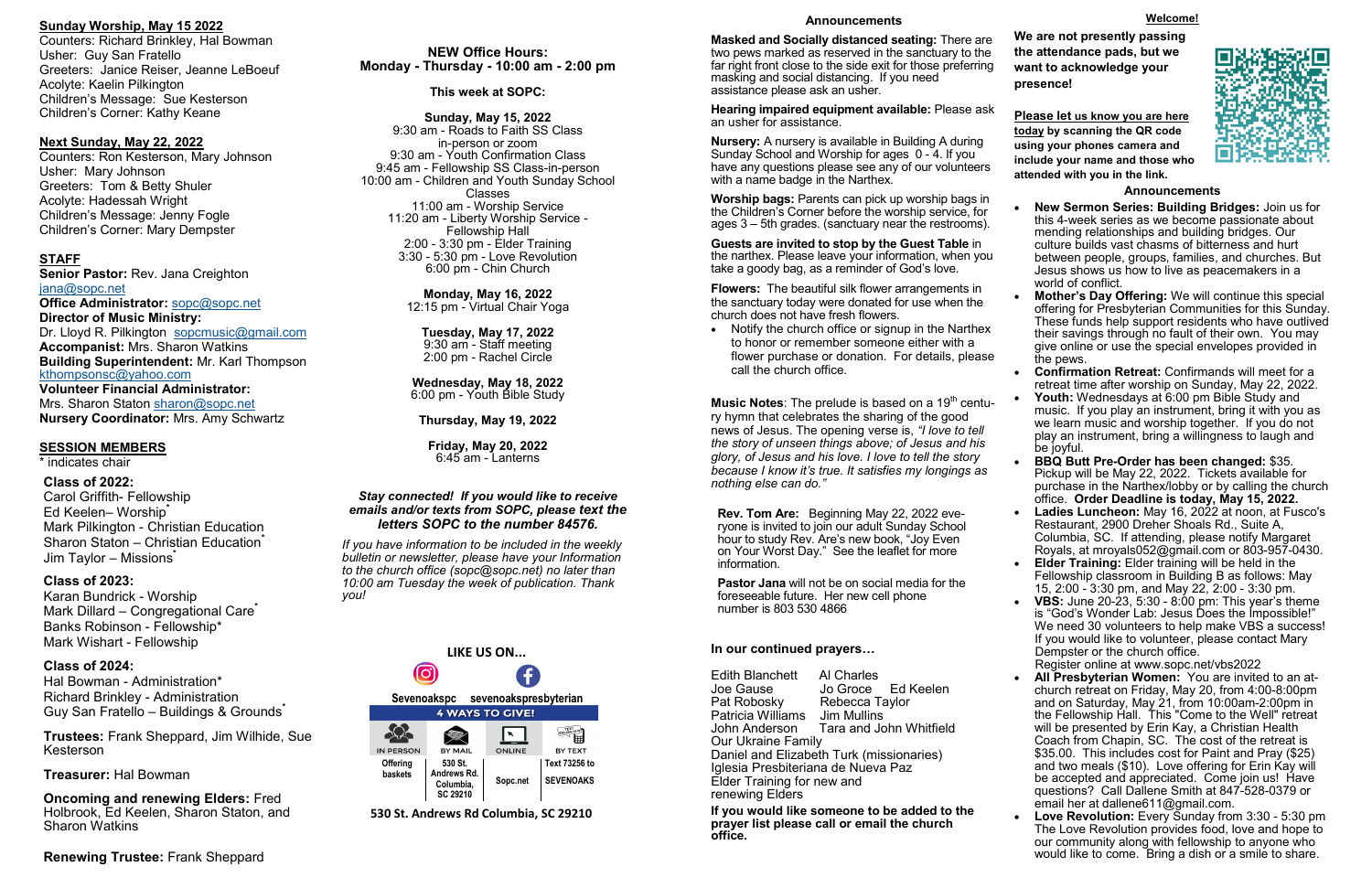**Sunday Worship, May 15 2022**

Counters: Richard Brinkley, Hal Bowman
Usher: Guy San Fratello
Greeters: Janice Reiser, Jeanne LeBoeuf
Acolyte: Kaelin Pilkington
Children's Message: Sue Kesterson
Children's Corner: Kathy Keane

**Next Sunday, May 22, 2022**

Counters: Ron Kesterson, Mary Johnson
Usher: Mary Johnson
Greeters: Tom & Betty Shuler
Acolyte: Hadessah Wright
Children's Message: Jenny Fogle
Children's Corner: Mary Dempster

**STAFF**

**Senior Pastor:** Rev. Jana Creighton
jana@sopc.net
**Office Administrator:** sopc@sopc.net
**Director of Music Ministry:**
Dr. Lloyd R. Pilkington sopcmusic@gmail.com
**Accompanist:** Mrs. Sharon Watkins
**Building Superintendent:** Mr. Karl Thompson
kthompsonsc@yahoo.com
**Volunteer Financial Administrator:**
Mrs. Sharon Staton sharon@sopc.net
**Nursery Coordinator:** Mrs. Amy Schwartz

**SESSION MEMBERS**

* indicates chair

**Class of 2022:**
Carol Griffith- Fellowship
Ed Keelen– Worship*
Mark Pilkington - Christian Education
Sharon Staton – Christian Education*
Jim Taylor – Missions*

**Class of 2023:**
Karan Bundrick - Worship
Mark Dillard – Congregational Care*
Banks Robinson - Fellowship*
Mark Wishart - Fellowship

**Class of 2024:**
Hal Bowman - Administration*
Richard Brinkley - Administration
Guy San Fratello – Buildings & Grounds*

**Trustees:** Frank Sheppard, Jim Wilhide, Sue Kesterson

**Treasurer:** Hal Bowman

**Oncoming and renewing Elders:** Fred Holbrook, Ed Keelen, Sharon Staton, and Sharon Watkins

**Renewing Trustee:** Frank Sheppard

**NEW Office Hours:**
**Monday - Thursday - 10:00 am - 2:00 pm**

**This week at SOPC:**

**Sunday, May 15, 2022**
9:30 am - Roads to Faith SS Class in-person or zoom
9:30 am - Youth Confirmation Class
9:45 am - Fellowship SS Class-in-person
10:00 am - Children and Youth Sunday School Classes
11:00 am - Worship Service
11:20 am - Liberty Worship Service - Fellowship Hall
2:00 - 3:30 pm - Elder Training
3:30 - 5:30 pm - Love Revolution
6:00 pm - Chin Church

**Monday, May 16, 2022**
12:15 pm - Virtual Chair Yoga

**Tuesday, May 17, 2022**
9:30 am - Staff meeting
2:00 pm - Rachel Circle

**Wednesday, May 18, 2022**
6:00 pm - Youth Bible Study

**Thursday, May 19, 2022**

**Friday, May 20, 2022**
6:45 am - Lanterns

***Stay connected! If you would like to receive emails and/or texts from SOPC, please text the letters SOPC to the number 84576.***

*If you have information to be included in the weekly bulletin or newsletter, please have your Information to the church office (sopc@sopc.net) no later than 10:00 am Tuesday the week of publication. Thank you!*

**LIKE US ON...**

Sevenoakspc sevenoakspresbyterian

**4 WAYS TO GIVE!**

| IN PERSON | BY MAIL | ONLINE | BY TEXT |
|---|---|---|---|
| Offering baskets | 530 St. Andrews Rd. Columbia, SC 29210 | Sopc.net | Text 73256 to SEVENOAKS |

**530 St. Andrews Rd Columbia, SC 29210**

**Announcements**

**Masked and Socially distanced seating:** There are two pews marked as reserved in the sanctuary to the far right front close to the side exit for those preferring masking and social distancing. If you need assistance please ask an usher.

**Hearing impaired equipment available:** Please ask an usher for assistance.

**Nursery:** A nursery is available in Building A during Sunday School and Worship for ages 0 - 4. If you have any questions please see any of our volunteers with a name badge in the Narthex.

**Worship bags:** Parents can pick up worship bags in the Children's Corner before the worship service, for ages 3 – 5th grades. (sanctuary near the restrooms).

**Guests are invited to stop by the Guest Table** in the narthex. Please leave your information, when you take a goody bag, as a reminder of God's love.

**Flowers:** The beautiful silk flower arrangements in the sanctuary today were donated for use when the church does not have fresh flowers.

- Notify the church office or signup in the Narthex to honor or remember someone either with a flower purchase or donation. For details, please call the church office.

**Music Notes**: The prelude is based on a 19th century hymn that celebrates the sharing of the good news of Jesus. The opening verse is, *"I love to tell the story of unseen things above; of Jesus and his glory, of Jesus and his love. I love to tell the story because I know it's true. It satisfies my longings as nothing else can do."*

**Rev. Tom Are:** Beginning May 22, 2022 everyone is invited to join our adult Sunday School hour to study Rev. Are's new book, "Joy Even on Your Worst Day." See the leaflet for more information.

**Pastor Jana** will not be on social media for the foreseeable future. Her new cell phone number is 803 530 4866

**In our continued prayers…**

Edith Blanchett — Al Charles
Joe Gause — Jo Groce — Ed Keelen
Pat Robosky — Rebecca Taylor
Patricia Williams — Jim Mullins
John Anderson — Tara and John Whitfield
Our Ukraine Family
Daniel and Elizabeth Turk (missionaries)
Iglesia Presbiteriana de Nueva Paz
Elder Training for new and renewing Elders

**If you would like someone to be added to the prayer list please call or email the church office.**

**Welcome!**

**We are not presently passing the attendance pads, but we want to acknowledge your presence!**

**Please let us know you are here today by scanning the QR code using your phones camera and include your name and those who attended with you in the link.**

**Announcements**

- **New Sermon Series: Building Bridges:** Join us for this 4-week series as we become passionate about mending relationships and building bridges. Our culture builds vast chasms of bitterness and hurt between people, groups, families, and churches. But Jesus shows us how to live as peacemakers in a world of conflict.
- **Mother's Day Offering:** We will continue this special offering for Presbyterian Communities for this Sunday. These funds help support residents who have outlived their savings through no fault of their own. You may give online or use the special envelopes provided in the pews.
- **Confirmation Retreat:** Confirmands will meet for a retreat time after worship on Sunday, May 22, 2022.
- **Youth:** Wednesdays at 6:00 pm Bible Study and music. If you play an instrument, bring it with you as we learn music and worship together. If you do not play an instrument, bring a willingness to laugh and be joyful.
- **BBQ Butt Pre-Order has been changed:** $35. Pickup will be May 22, 2022. Tickets available for purchase in the Narthex/lobby or by calling the church office. **Order Deadline is today, May 15, 2022.**
- **Ladies Luncheon:** May 16, 2022 at noon, at Fusco's Restaurant, 2900 Dreher Shoals Rd., Suite A, Columbia, SC. If attending, please notify Margaret Royals, at mroyals052@gmail.com or 803-957-0430.
- **Elder Training:** Elder training will be held in the Fellowship classroom in Building B as follows: May 15, 2:00 - 3:30 pm, and May 22, 2:00 - 3:30 pm.
- **VBS:** June 20-23, 5:30 - 8:00 pm: This year's theme is "God's Wonder Lab: Jesus Does the Impossible!" We need 30 volunteers to help make VBS a success! If you would like to volunteer, please contact Mary Dempster or the church office.
  Register online at www.sopc.net/vbs2022
- **All Presbyterian Women:** You are invited to an at-church retreat on Friday, May 20, from 4:00-8:00pm and on Saturday, May 21, from 10:00am-2:00pm in the Fellowship Hall. This "Come to the Well" retreat will be presented by Erin Kay, a Christian Health Coach from Chapin, SC. The cost of the retreat is $35.00. This includes cost for Paint and Pray ($25) and two meals ($10). Love offering for Erin Kay will be accepted and appreciated. Come join us! Have questions? Call Dallene Smith at 847-528-0379 or email her at dallene611@gmail.com.
- **Love Revolution:** Every Sunday from 3:30 - 5:30 pm The Love Revolution provides food, love and hope to our community along with fellowship to anyone who would like to come. Bring a dish or a smile to share.